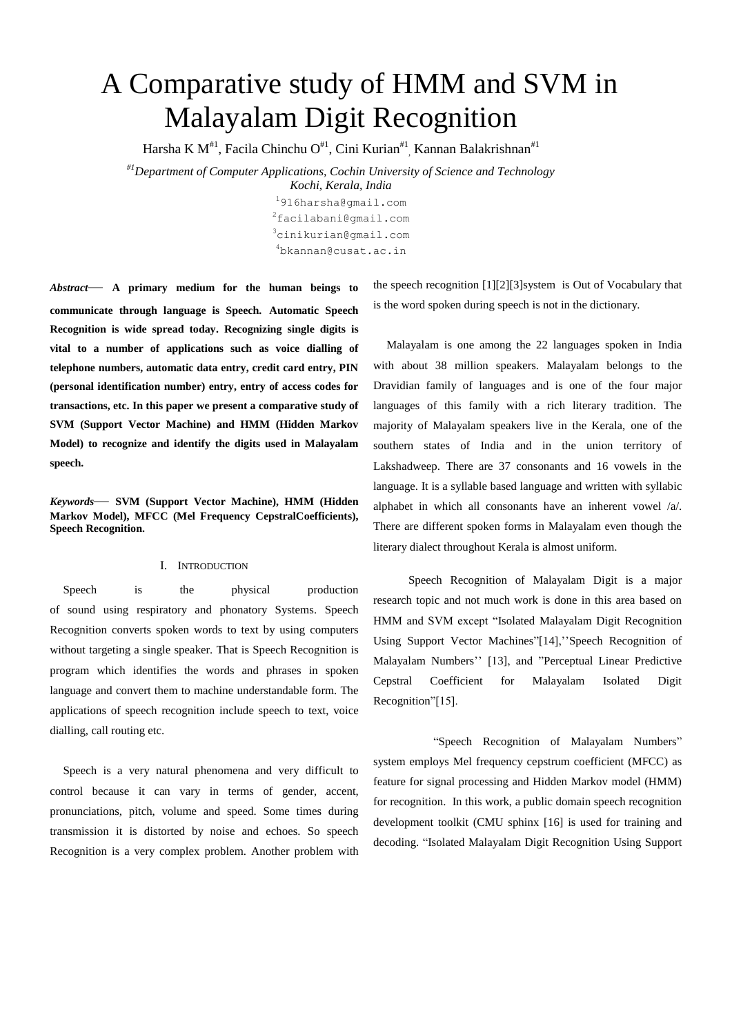# A Comparative study of HMM and SVM in Malayalam Digit Recognition

Harsha K M[#1], Facila Chinchu O[#1], Cini Kurian[#1], Kannan Balakrishnan[#1]

[#1]*Department of Computer Applications, Cochin University of Science and Technology*
*Kochi, Kerala, India*

[1]916harsha@gmail.com
[2]facilabani@gmail.com
[3]cinikurian@gmail.com
[4]bkannan@cusat.ac.in

***Abstract*— A primary medium for the human beings to communicate through language is Speech. Automatic Speech Recognition is wide spread today. Recognizing single digits is vital to a number of applications such as voice dialling of telephone numbers, automatic data entry, credit card entry, PIN (personal identification number) entry, entry of access codes for transactions, etc. In this paper we present a comparative study of SVM (Support Vector Machine) and HMM (Hidden Markov Model) to recognize and identify the digits used in Malayalam speech.**

***Keywords*— SVM (Support Vector Machine), HMM (Hidden Markov Model), MFCC (Mel Frequency CepstralCoefficients), Speech Recognition.**

## I. Introduction

Speech is the physical production of sound using respiratory and phonatory Systems. Speech Recognition converts spoken words to text by using computers without targeting a single speaker. That is Speech Recognition is program which identifies the words and phrases in spoken language and convert them to machine understandable form. The applications of speech recognition include speech to text, voice dialling, call routing etc.

Speech is a very natural phenomena and very difficult to control because it can vary in terms of gender, accent, pronunciations, pitch, volume and speed. Some times during transmission it is distorted by noise and echoes. So speech Recognition is a very complex problem. Another problem with the speech recognition [1][2][3]system is Out of Vocabulary that is the word spoken during speech is not in the dictionary.

Malayalam is one among the 22 languages spoken in India with about 38 million speakers. Malayalam belongs to the Dravidian family of languages and is one of the four major languages of this family with a rich literary tradition. The majority of Malayalam speakers live in the Kerala, one of the southern states of India and in the union territory of Lakshadweep. There are 37 consonants and 16 vowels in the language. It is a syllable based language and written with syllabic alphabet in which all consonants have an inherent vowel /a/. There are different spoken forms in Malayalam even though the literary dialect throughout Kerala is almost uniform.

Speech Recognition of Malayalam Digit is a major research topic and not much work is done in this area based on HMM and SVM except "Isolated Malayalam Digit Recognition Using Support Vector Machines"[14],''Speech Recognition of Malayalam Numbers'' [13], and "Perceptual Linear Predictive Cepstral Coefficient for Malayalam Isolated Digit Recognition"[15].

"Speech Recognition of Malayalam Numbers" system employs Mel frequency cepstrum coefficient (MFCC) as feature for signal processing and Hidden Markov model (HMM) for recognition. In this work, a public domain speech recognition development toolkit (CMU sphinx [16] is used for training and decoding. "Isolated Malayalam Digit Recognition Using Support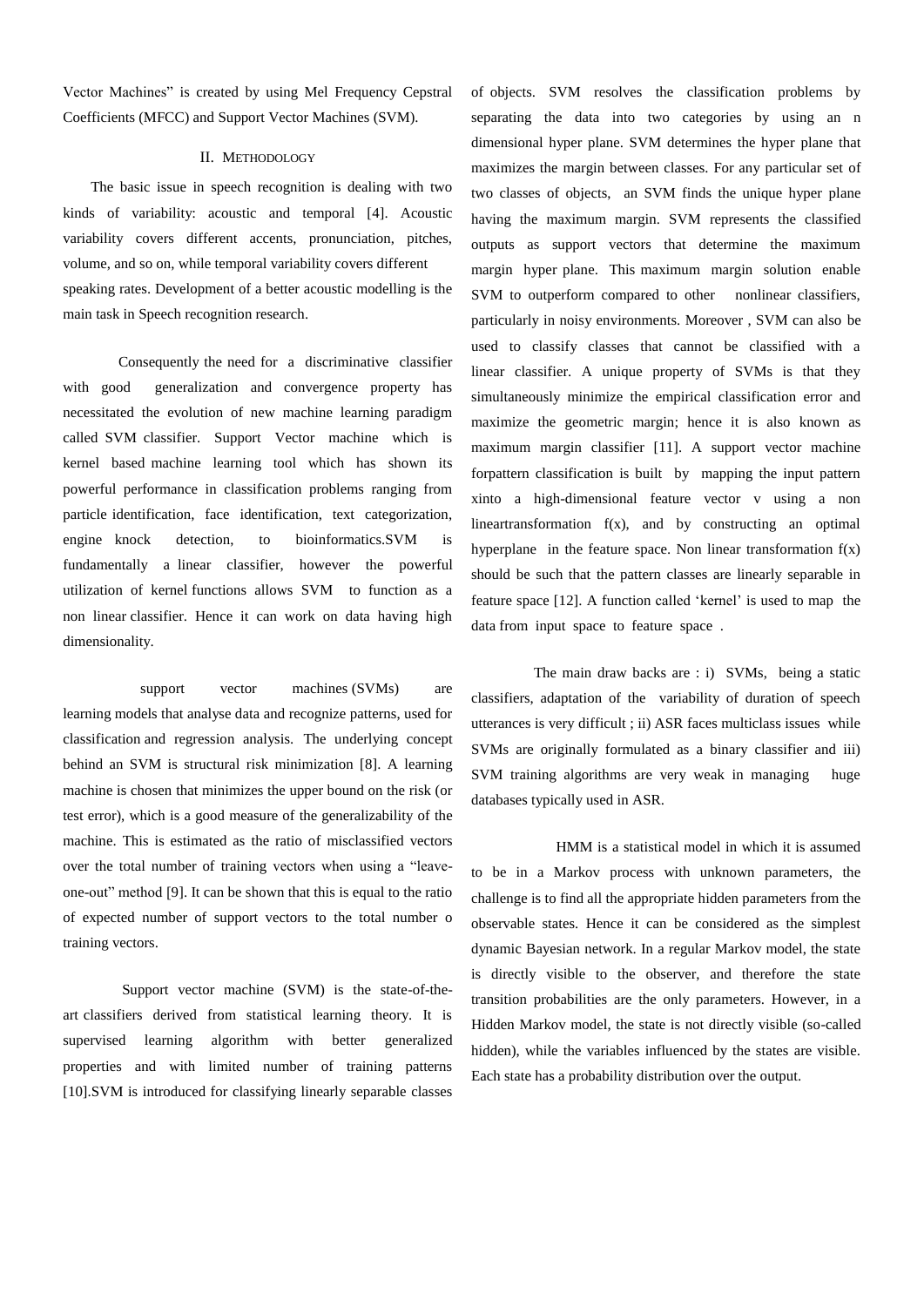Vector Machines” is created by using Mel Frequency Cepstral Coefficients (MFCC) and Support Vector Machines (SVM).

## II. Methodology

The basic issue in speech recognition is dealing with two kinds of variability: acoustic and temporal [4]. Acoustic variability covers different accents, pronunciation, pitches, volume, and so on, while temporal variability covers different speaking rates. Development of a better acoustic modelling is the main task in Speech recognition research.

Consequently the need for a discriminative classifier with good generalization and convergence property has necessitated the evolution of new machine learning paradigm called SVM classifier. Support Vector machine which is kernel based machine learning tool which has shown its powerful performance in classification problems ranging from particle identification, face identification, text categorization, engine knock detection, to bioinformatics.SVM is fundamentally a linear classifier, however the powerful utilization of kernel functions allows SVM to function as a non linear classifier. Hence it can work on data having high dimensionality.

support vector machines (SVMs) are learning models that analyse data and recognize patterns, used for classification and regression analysis. The underlying concept behind an SVM is structural risk minimization [8]. A learning machine is chosen that minimizes the upper bound on the risk (or test error), which is a good measure of the generalizability of the machine. This is estimated as the ratio of misclassified vectors over the total number of training vectors when using a “leave-one-out” method [9]. It can be shown that this is equal to the ratio of expected number of support vectors to the total number o training vectors.

Support vector machine (SVM) is the state-of-the-art classifiers derived from statistical learning theory. It is supervised learning algorithm with better generalized properties and with limited number of training patterns [10].SVM is introduced for classifying linearly separable classes of objects. SVM resolves the classification problems by separating the data into two categories by using an n dimensional hyper plane. SVM determines the hyper plane that maximizes the margin between classes. For any particular set of two classes of objects, an SVM finds the unique hyper plane having the maximum margin. SVM represents the classified outputs as support vectors that determine the maximum margin hyper plane. This maximum margin solution enable SVM to outperform compared to other nonlinear classifiers, particularly in noisy environments. Moreover , SVM can also be used to classify classes that cannot be classified with a linear classifier. A unique property of SVMs is that they simultaneously minimize the empirical classification error and maximize the geometric margin; hence it is also known as maximum margin classifier [11]. A support vector machine forpattern classification is built by mapping the input pattern xinto a high-dimensional feature vector v using a non lineartransformation $f(x)$, and by constructing an optimal hyperplane in the feature space. Non linear transformation $f(x)$ should be such that the pattern classes are linearly separable in feature space [12]. A function called ‘kernel’ is used to map the data from input space to feature space .

The main draw backs are : i) SVMs, being a static classifiers, adaptation of the variability of duration of speech utterances is very difficult ; ii) ASR faces multiclass issues while SVMs are originally formulated as a binary classifier and iii) SVM training algorithms are very weak in managing huge databases typically used in ASR.

HMM is a statistical model in which it is assumed to be in a Markov process with unknown parameters, the challenge is to find all the appropriate hidden parameters from the observable states. Hence it can be considered as the simplest dynamic Bayesian network. In a regular Markov model, the state is directly visible to the observer, and therefore the state transition probabilities are the only parameters. However, in a Hidden Markov model, the state is not directly visible (so-called hidden), while the variables influenced by the states are visible. Each state has a probability distribution over the output.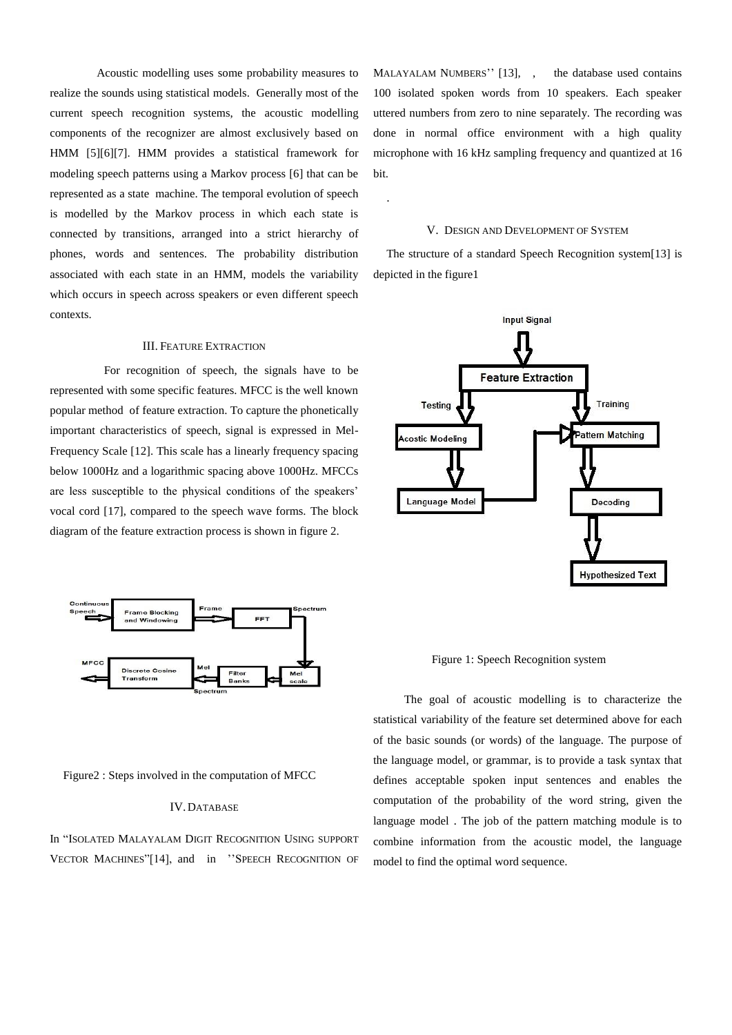Acoustic modelling uses some probability measures to realize the sounds using statistical models. Generally most of the current speech recognition systems, the acoustic modelling components of the recognizer are almost exclusively based on HMM [5][6][7]. HMM provides a statistical framework for modeling speech patterns using a Markov process [6] that can be represented as a state machine. The temporal evolution of speech is modelled by the Markov process in which each state is connected by transitions, arranged into a strict hierarchy of phones, words and sentences. The probability distribution associated with each state in an HMM, models the variability which occurs in speech across speakers or even different speech contexts.

## III. Feature Extraction

For recognition of speech, the signals have to be represented with some specific features. MFCC is the well known popular method of feature extraction. To capture the phonetically important characteristics of speech, signal is expressed in Mel-Frequency Scale [12]. This scale has a linearly frequency spacing below 1000Hz and a logarithmic spacing above 1000Hz. MFCCs are less susceptible to the physical conditions of the speakers' vocal cord [17], compared to the speech wave forms. The block diagram of the feature extraction process is shown in figure 2.

Figure2 : Steps involved in the computation of MFCC

## IV. Database

In "Isolated Malayalam Digit Recognition Using support Vector Machines"[14], and in ''Speech Recognition of Malayalam Numbers'' [13], , the database used contains 100 isolated spoken words from 10 speakers. Each speaker uttered numbers from zero to nine separately. The recording was done in normal office environment with a high quality microphone with 16 kHz sampling frequency and quantized at 16 bit.

.

## V. Design and Development of System

The structure of a standard Speech Recognition system[13] is depicted in the figure1

Figure 1: Speech Recognition system

The goal of acoustic modelling is to characterize the statistical variability of the feature set determined above for each of the basic sounds (or words) of the language. The purpose of the language model, or grammar, is to provide a task syntax that defines acceptable spoken input sentences and enables the computation of the probability of the word string, given the language model . The job of the pattern matching module is to combine information from the acoustic model, the language model to find the optimal word sequence.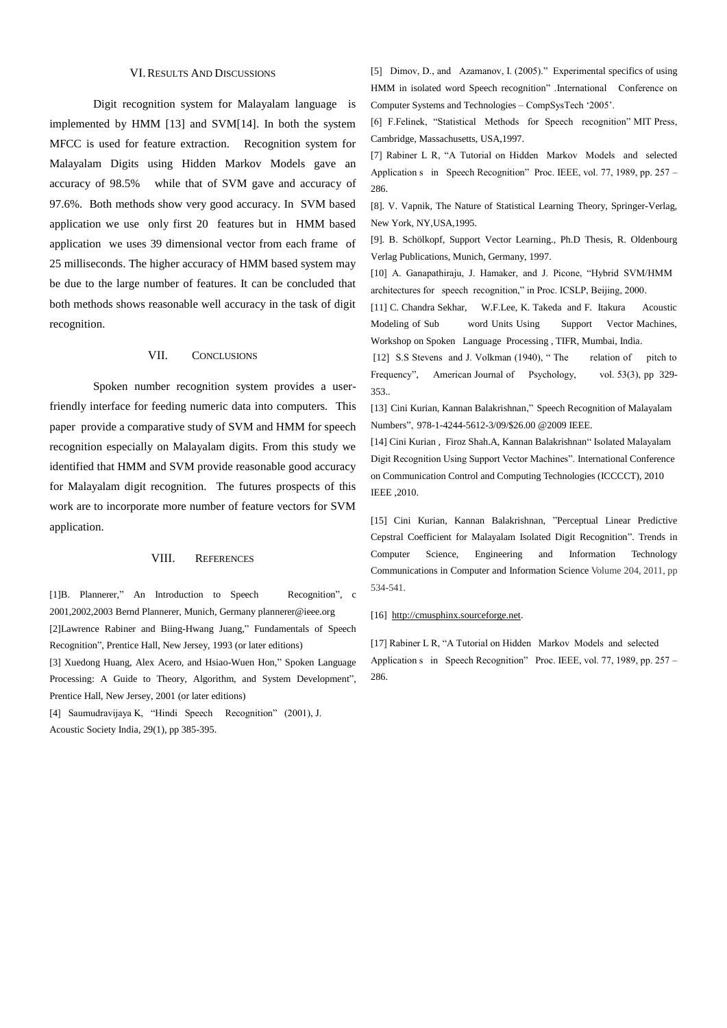## VI. Results And Discussions

Digit recognition system for Malayalam language is implemented by HMM [13] and SVM[14]. In both the system MFCC is used for feature extraction. Recognition system for Malayalam Digits using Hidden Markov Models gave an accuracy of 98.5% while that of SVM gave and accuracy of 97.6%. Both methods show very good accuracy. In SVM based application we use only first 20 features but in HMM based application we uses 39 dimensional vector from each frame of 25 milliseconds. The higher accuracy of HMM based system may be due to the large number of features. It can be concluded that both methods shows reasonable well accuracy in the task of digit recognition.

## VII. Conclusions

Spoken number recognition system provides a user-friendly interface for feeding numeric data into computers. This paper provide a comparative study of SVM and HMM for speech recognition especially on Malayalam digits. From this study we identified that HMM and SVM provide reasonable good accuracy for Malayalam digit recognition. The futures prospects of this work are to incorporate more number of feature vectors for SVM application.

## VIII. References

[1]B. Plannerer," An Introduction to Speech Recognition", c 2001,2002,2003 Bernd Plannerer, Munich, Germany plannerer@ieee.org

[2]Lawrence Rabiner and Biing-Hwang Juang," Fundamentals of Speech Recognition", Prentice Hall, New Jersey, 1993 (or later editions)

[3] Xuedong Huang, Alex Acero, and Hsiao-Wuen Hon," Spoken Language Processing: A Guide to Theory, Algorithm, and System Development", Prentice Hall, New Jersey, 2001 (or later editions)

[4] Saumudravijaya K, "Hindi Speech Recognition" (2001), J. Acoustic Society India, 29(1), pp 385-395.

[5] Dimov, D., and Azamanov, I. (2005)." Experimental specifics of using HMM in isolated word Speech recognition" .International Conference on Computer Systems and Technologies – CompSysTech '2005'.

[6] F.Felinek, "Statistical Methods for Speech recognition" MIT Press, Cambridge, Massachusetts, USA,1997.

[7] Rabiner L R, "A Tutorial on Hidden Markov Models and selected Application s in Speech Recognition" Proc. IEEE, vol. 77, 1989, pp. 257 – 286.

[8]. V. Vapnik, The Nature of Statistical Learning Theory, Springer-Verlag, New York, NY,USA,1995.

[9]. B. Schölkopf, Support Vector Learning., Ph.D Thesis, R. Oldenbourg Verlag Publications, Munich, Germany, 1997.

[10] A. Ganapathiraju, J. Hamaker, and J. Picone, "Hybrid SVM/HMM architectures for speech recognition," in Proc. ICSLP, Beijing, 2000.

[11] C. Chandra Sekhar, W.F.Lee, K. Takeda and F. Itakura Acoustic Modeling of Sub word Units Using Support Vector Machines, Workshop on Spoken Language Processing , TIFR, Mumbai, India.

[12] S.S Stevens and J. Volkman (1940), " The relation of pitch to Frequency", American Journal of Psychology, vol. 53(3), pp 329-353..

[13] Cini Kurian, Kannan Balakrishnan," Speech Recognition of Malayalam Numbers", 978-1-4244-5612-3/09/$26.00 @2009 IEEE.

[14] Cini Kurian , Firoz Shah.A, Kannan Balakrishnan" Isolated Malayalam Digit Recognition Using Support Vector Machines". International Conference on Communication Control and Computing Technologies (ICCCCT), 2010 IEEE ,2010.

[15] Cini Kurian, Kannan Balakrishnan, "Perceptual Linear Predictive Cepstral Coefficient for Malayalam Isolated Digit Recognition". Trends in Computer Science, Engineering and Information Technology Communications in Computer and Information Science Volume 204, 2011, pp 534-541.

[16] http://cmusphinx.sourceforge.net.

[17] Rabiner L R, "A Tutorial on Hidden Markov Models and selected Application s in Speech Recognition" Proc. IEEE, vol. 77, 1989, pp. 257 – 286.